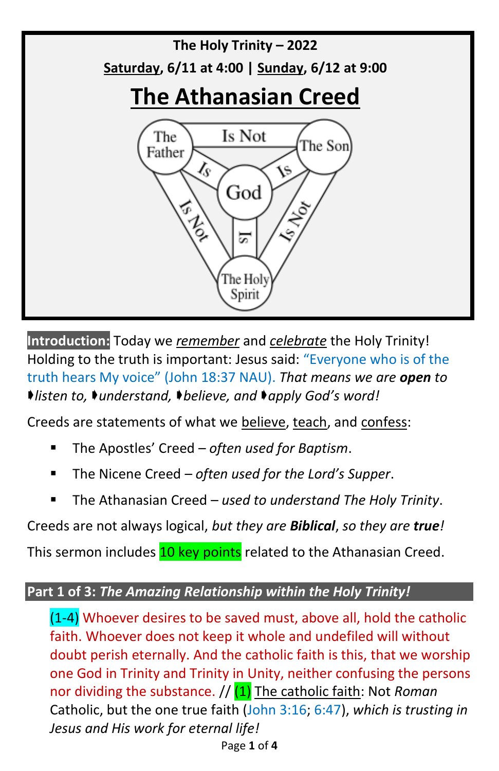**The Holy Trinity – 2022**

**Saturday, 6/11 at 4:00 | Sunday, 6/12 at 9:00**

# The Athanasian Creed

**Introduction:** Today we *remember* and *celebrate* the Holy Trinity! Holding to the truth is important: Jesus said: "Everyone who is of the truth hears My voice" (John 18:37 NAU). *That means we are **open** to ➧listen to, ➧understand, ➧believe, and ➧apply God's word!*

Creeds are statements of what we believe, teach, and confess:

- The Apostles' Creed – *often used for Baptism*.
- The Nicene Creed – *often used for the Lord's Supper*.
- The Athanasian Creed – *used to understand The Holy Trinity*.

Creeds are not always logical, *but they are **Biblical**, so they are **true**!*

This sermon includes 10 key points related to the Athanasian Creed.

## Part 1 of 3: *The Amazing Relationship within the Holy Trinity!*

(1-4) Whoever desires to be saved must, above all, hold the catholic faith. Whoever does not keep it whole and undefiled will without doubt perish eternally. And the catholic faith is this, that we worship one God in Trinity and Trinity in Unity, neither confusing the persons nor dividing the substance. // (1) The catholic faith: Not *Roman* Catholic, but the one true faith (John 3:16; 6:47), *which is trusting in Jesus and His work for eternal life!*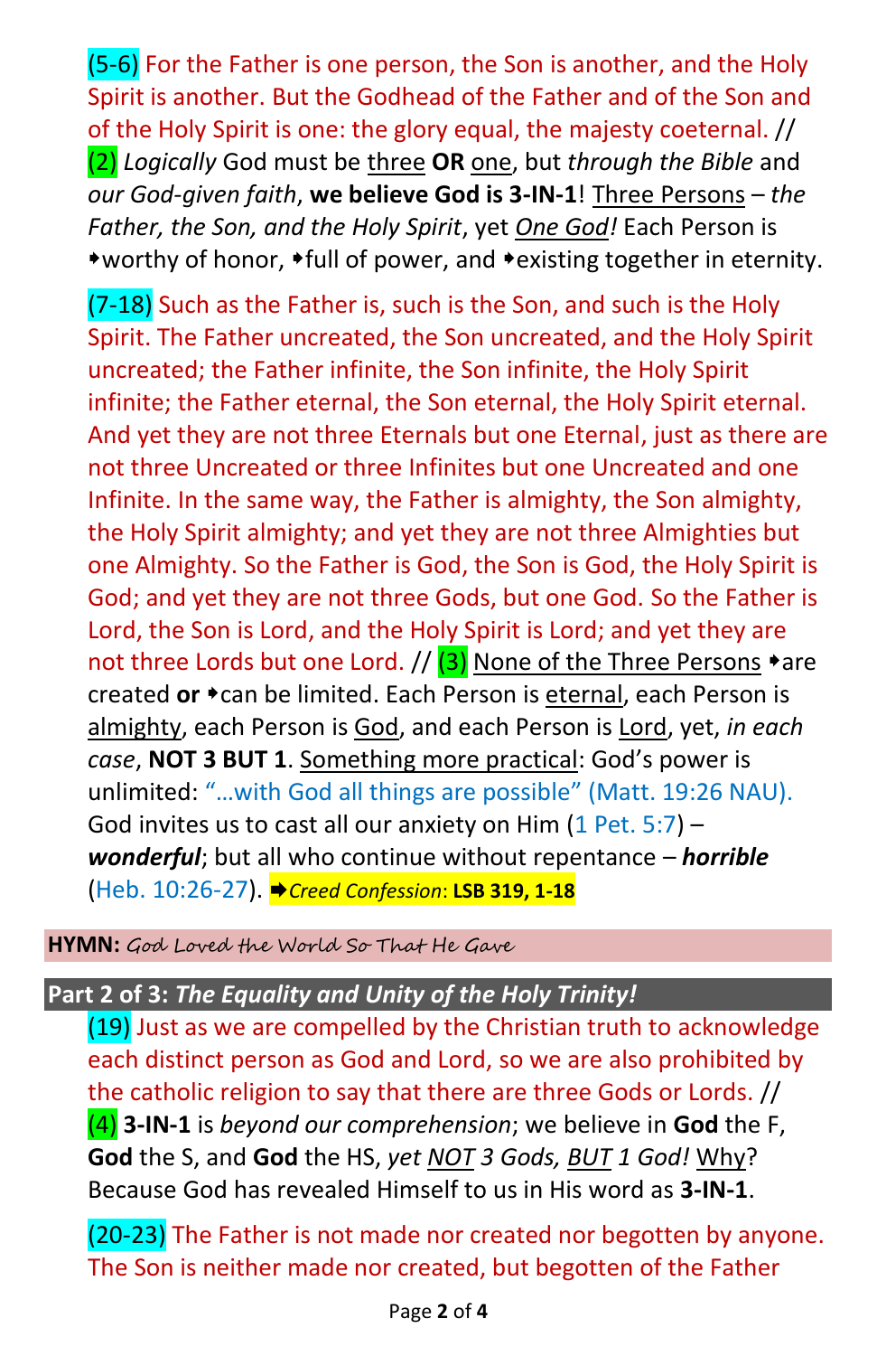(5-6) For the Father is one person, the Son is another, and the Holy Spirit is another. But the Godhead of the Father and of the Son and of the Holy Spirit is one: the glory equal, the majesty coeternal. // (2) *Logically* God must be three **OR** one, but *through the Bible* and *our God-given faith*, **we believe God is 3-IN-1**! Three Persons – *the Father, the Son, and the Holy Spirit*, yet *One God!* Each Person is ➧worthy of honor, ➧full of power, and ➧existing together in eternity.

(7-18) Such as the Father is, such is the Son, and such is the Holy Spirit. The Father uncreated, the Son uncreated, and the Holy Spirit uncreated; the Father infinite, the Son infinite, the Holy Spirit infinite; the Father eternal, the Son eternal, the Holy Spirit eternal. And yet they are not three Eternals but one Eternal, just as there are not three Uncreated or three Infinites but one Uncreated and one Infinite. In the same way, the Father is almighty, the Son almighty, the Holy Spirit almighty; and yet they are not three Almighties but one Almighty. So the Father is God, the Son is God, the Holy Spirit is God; and yet they are not three Gods, but one God. So the Father is Lord, the Son is Lord, and the Holy Spirit is Lord; and yet they are not three Lords but one Lord. // (3) None of the Three Persons ➧are created **or** ➧can be limited. Each Person is eternal, each Person is almighty, each Person is God, and each Person is Lord, yet, *in each case*, **NOT 3 BUT 1**. Something more practical: God's power is unlimited: "…with God all things are possible" (Matt. 19:26 NAU). God invites us to cast all our anxiety on Him (1 Pet. 5:7) – ***wonderful***; but all who continue without repentance – ***horrible*** (Heb. 10:26-27). ➡*Creed Confession*: **LSB 319, 1-18**

**HYMN:** *God Loved the World So That He Gave*

## Part 2 of 3: *The Equality and Unity of the Holy Trinity!*

(19) Just as we are compelled by the Christian truth to acknowledge each distinct person as God and Lord, so we are also prohibited by the catholic religion to say that there are three Gods or Lords. // (4) **3-IN-1** is *beyond our comprehension*; we believe in **God** the F, **God** the S, and **God** the HS, *yet NOT 3 Gods, BUT 1 God!* Why? Because God has revealed Himself to us in His word as **3-IN-1**.

(20-23) The Father is not made nor created nor begotten by anyone. The Son is neither made nor created, but begotten of the Father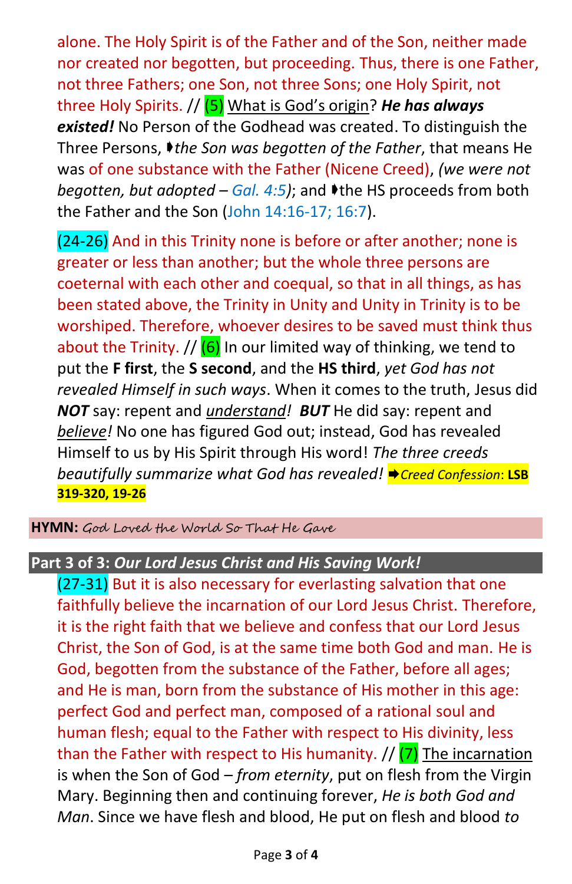alone. The Holy Spirit is of the Father and of the Son, neither made nor created nor begotten, but proceeding. Thus, there is one Father, not three Fathers; one Son, not three Sons; one Holy Spirit, not three Holy Spirits. // (5) What is God's origin? ***He has always existed!*** No Person of the Godhead was created. To distinguish the Three Persons, ➧*the Son was begotten of the Father*, that means He was of one substance with the Father (Nicene Creed), *(we were not begotten, but adopted – Gal. 4:5)*; and ➧the HS proceeds from both the Father and the Son (John 14:16-17; 16:7).

(24-26) And in this Trinity none is before or after another; none is greater or less than another; but the whole three persons are coeternal with each other and coequal, so that in all things, as has been stated above, the Trinity in Unity and Unity in Trinity is to be worshiped. Therefore, whoever desires to be saved must think thus about the Trinity. // (6) In our limited way of thinking, we tend to put the **F first**, the **S second**, and the **HS third**, *yet God has not revealed Himself in such ways*. When it comes to the truth, Jesus did ***NOT*** say: repent and *understand!* ***BUT*** He did say: repent and *believe!* No one has figured God out; instead, God has revealed Himself to us by His Spirit through His word! *The three creeds beautifully summarize what God has revealed!* ➨*Creed Confession*: **LSB 319-320, 19-26**

**HYMN:** *God Loved the World So That He Gave*

## Part 3 of 3: *Our Lord Jesus Christ and His Saving Work!*

(27-31) But it is also necessary for everlasting salvation that one faithfully believe the incarnation of our Lord Jesus Christ. Therefore, it is the right faith that we believe and confess that our Lord Jesus Christ, the Son of God, is at the same time both God and man. He is God, begotten from the substance of the Father, before all ages; and He is man, born from the substance of His mother in this age: perfect God and perfect man, composed of a rational soul and human flesh; equal to the Father with respect to His divinity, less than the Father with respect to His humanity. // (7) The incarnation is when the Son of God – *from eternity*, put on flesh from the Virgin Mary. Beginning then and continuing forever, *He is both God and Man*. Since we have flesh and blood, He put on flesh and blood *to*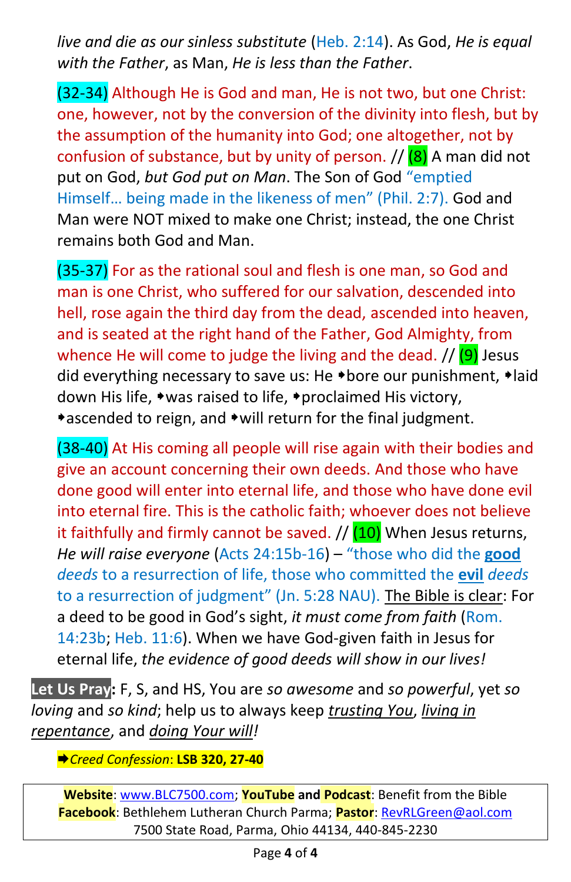*live and die as our sinless substitute* (Heb. 2:14). As God, *He is equal with the Father*, as Man, *He is less than the Father*.

(32-34) Although He is God and man, He is not two, but one Christ: one, however, not by the conversion of the divinity into flesh, but by the assumption of the humanity into God; one altogether, not by confusion of substance, but by unity of person. // (8) A man did not put on God, *but God put on Man*. The Son of God "emptied Himself… being made in the likeness of men" (Phil. 2:7). God and Man were NOT mixed to make one Christ; instead, the one Christ remains both God and Man.

(35-37) For as the rational soul and flesh is one man, so God and man is one Christ, who suffered for our salvation, descended into hell, rose again the third day from the dead, ascended into heaven, and is seated at the right hand of the Father, God Almighty, from whence He will come to judge the living and the dead. // (9) Jesus did everything necessary to save us: He ➧bore our punishment, ➧laid down His life, ➧was raised to life, ➧proclaimed His victory, ➧ascended to reign, and ➧will return for the final judgment.

(38-40) At His coming all people will rise again with their bodies and give an account concerning their own deeds. And those who have done good will enter into eternal life, and those who have done evil into eternal fire. This is the catholic faith; whoever does not believe it faithfully and firmly cannot be saved. // (10) When Jesus returns, *He will raise everyone* (Acts 24:15b-16) – "those who did the **good** *deeds* to a resurrection of life, those who committed the **evil** *deeds* to a resurrection of judgment" (Jn. 5:28 NAU). The Bible is clear: For a deed to be good in God's sight, *it must come from faith* (Rom. 14:23b; Heb. 11:6). When we have God-given faith in Jesus for eternal life, *the evidence of good deeds will show in our lives!*

**Let Us Pray:** F, S, and HS, You are *so awesome* and *so powerful*, yet *so loving* and *so kind*; help us to always keep *trusting You*, *living in repentance*, and *doing Your will!*

➧*Creed Confession*: **LSB 320, 27-40**

**Website**: www.BLC7500.com; **YouTube and Podcast**: Benefit from the Bible
**Facebook**: Bethlehem Lutheran Church Parma; **Pastor**: RevRLGreen@aol.com
7500 State Road, Parma, Ohio 44134, 440-845-2230